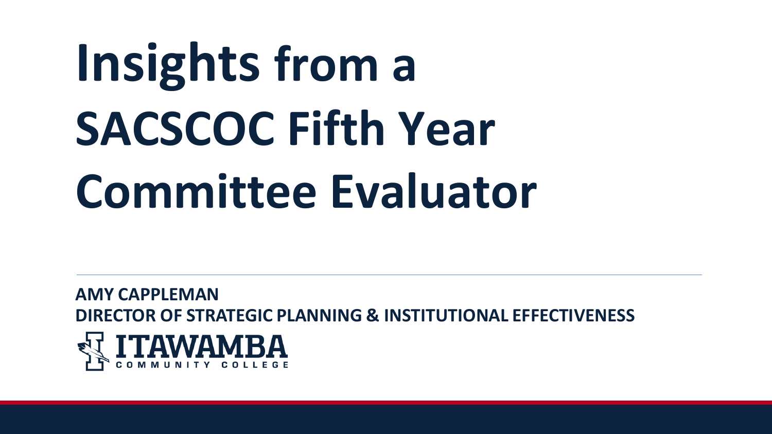# Insights from a SACSCOC Fifth Year Committee Evaluator

**AMY CAPPLEMAN**
**DIRECTOR OF STRATEGIC PLANNING & INSTITUTIONAL EFFECTIVENESS**

ITAWAMBA COMMUNITY COLLEGE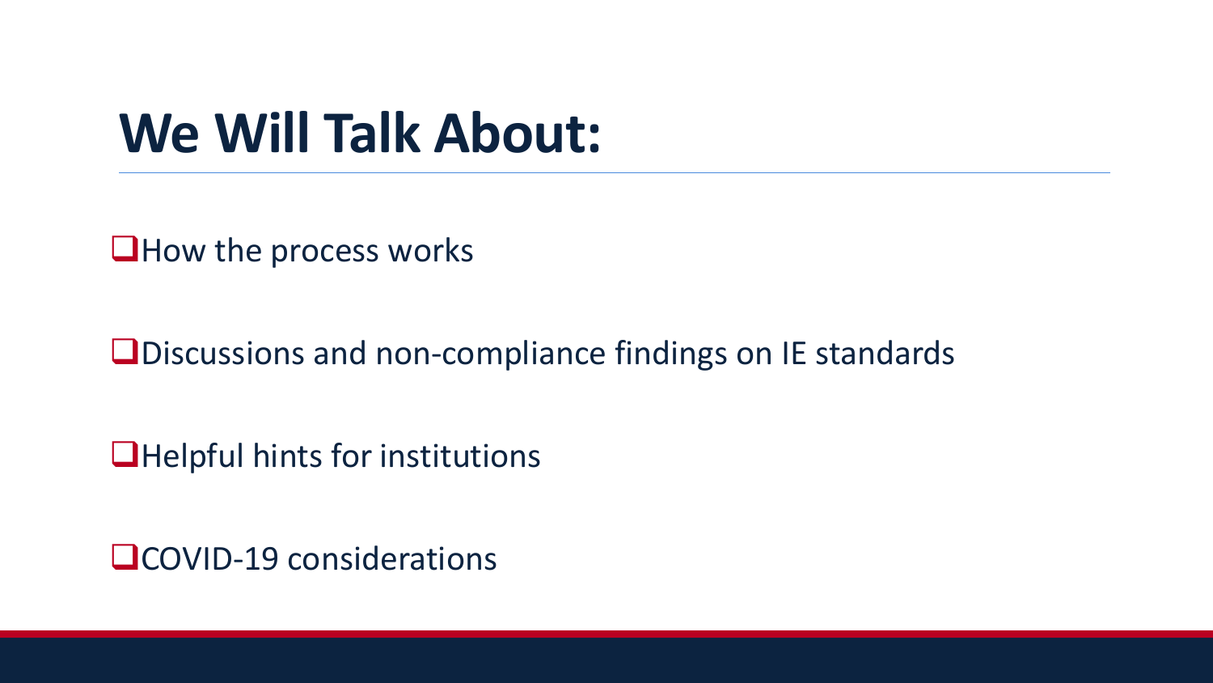# We Will Talk About:

- How the process works
- Discussions and non-compliance findings on IE standards
- Helpful hints for institutions
- COVID-19 considerations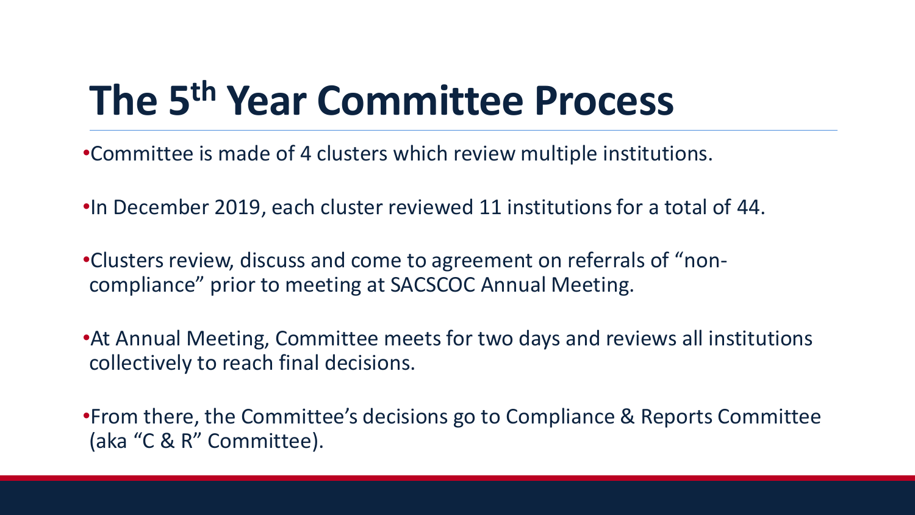# The 5th Year Committee Process

- Committee is made of 4 clusters which review multiple institutions.
- In December 2019, each cluster reviewed 11 institutions for a total of 44.
- Clusters review, discuss and come to agreement on referrals of "non-compliance" prior to meeting at SACSCOC Annual Meeting.
- At Annual Meeting, Committee meets for two days and reviews all institutions collectively to reach final decisions.
- From there, the Committee's decisions go to Compliance & Reports Committee (aka "C & R" Committee).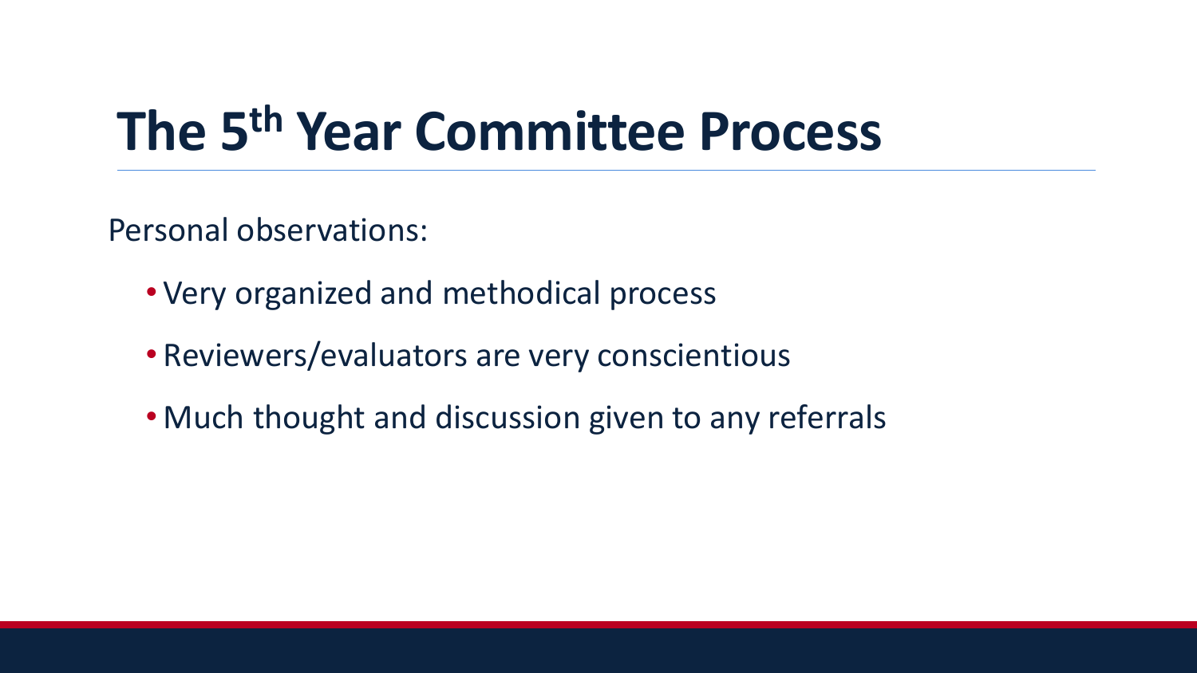# The 5th Year Committee Process

Personal observations:

- Very organized and methodical process
- Reviewers/evaluators are very conscientious
- Much thought and discussion given to any referrals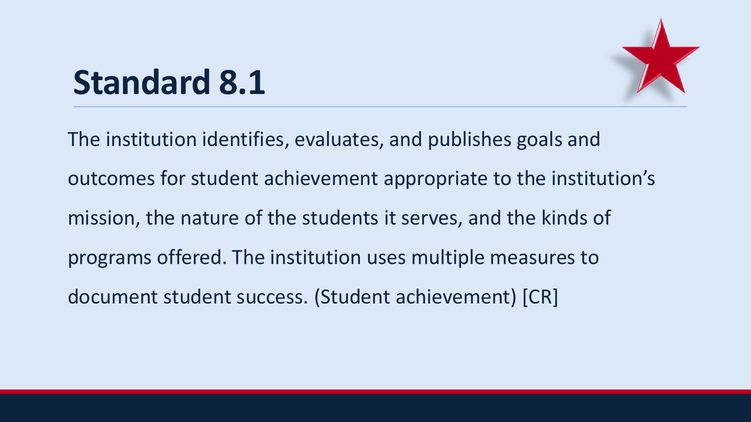# Standard 8.1

The institution identifies, evaluates, and publishes goals and outcomes for student achievement appropriate to the institution's mission, the nature of the students it serves, and the kinds of programs offered. The institution uses multiple measures to document student success. (Student achievement) [CR]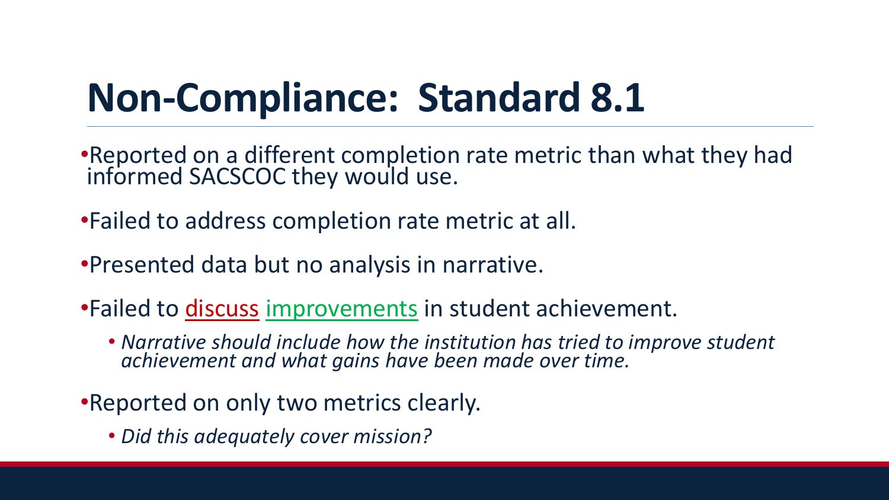# Non-Compliance: Standard 8.1

- Reported on a different completion rate metric than what they had informed SACSCOC they would use.
- Failed to address completion rate metric at all.
- Presented data but no analysis in narrative.
- Failed to discuss improvements in student achievement.
  - *Narrative should include how the institution has tried to improve student achievement and what gains have been made over time.*
- Reported on only two metrics clearly.
  - *Did this adequately cover mission?*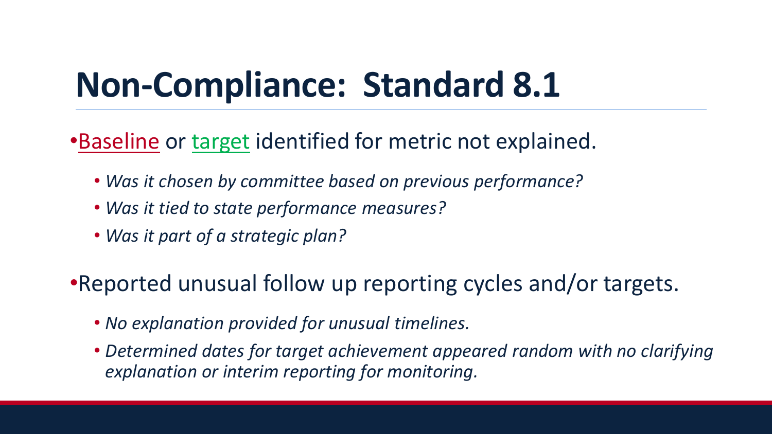# Non-Compliance: Standard 8.1

- Baseline or target identified for metric not explained.
  - *Was it chosen by committee based on previous performance?*
  - *Was it tied to state performance measures?*
  - *Was it part of a strategic plan?*

- Reported unusual follow up reporting cycles and/or targets.
  - *No explanation provided for unusual timelines.*
  - *Determined dates for target achievement appeared random with no clarifying explanation or interim reporting for monitoring.*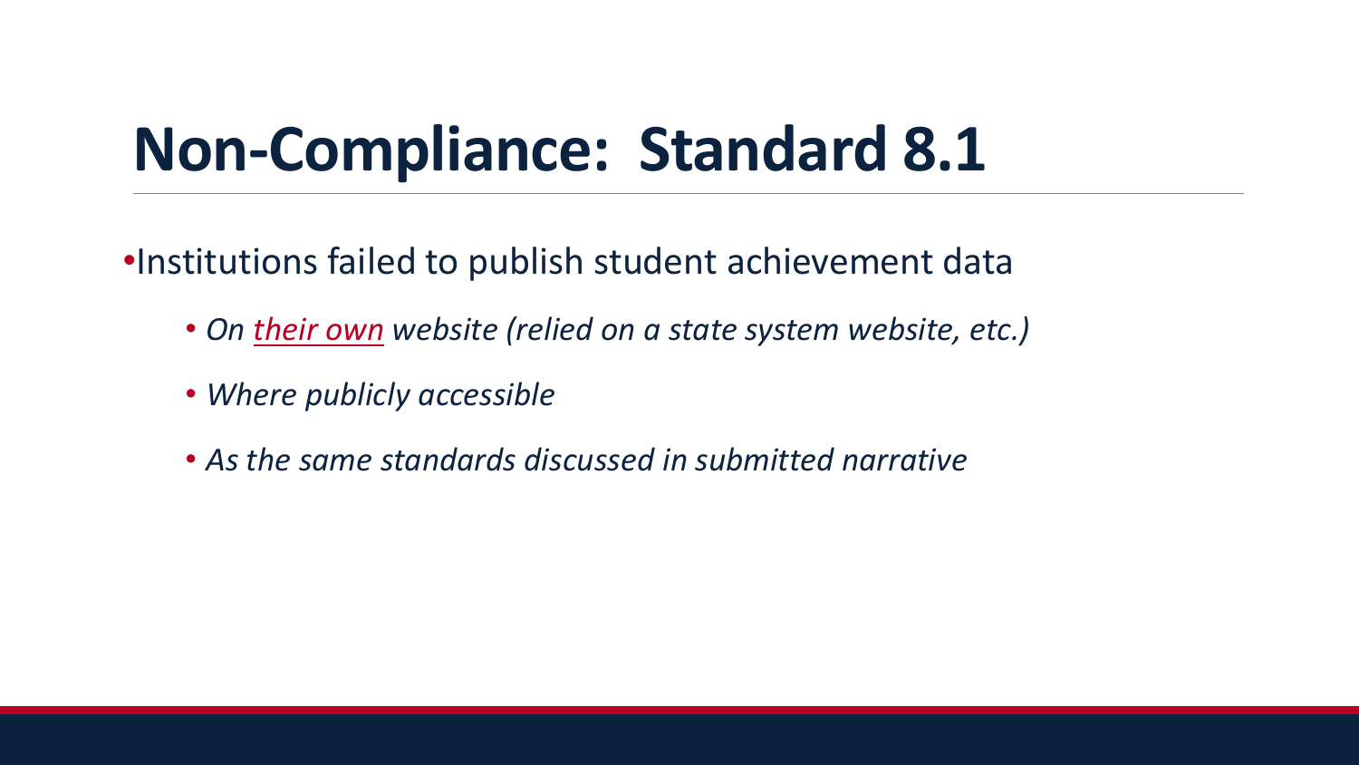# Non-Compliance: Standard 8.1

- Institutions failed to publish student achievement data
  - *On <u>their own</u> website (relied on a state system website, etc.)*
  - *Where publicly accessible*
  - *As the same standards discussed in submitted narrative*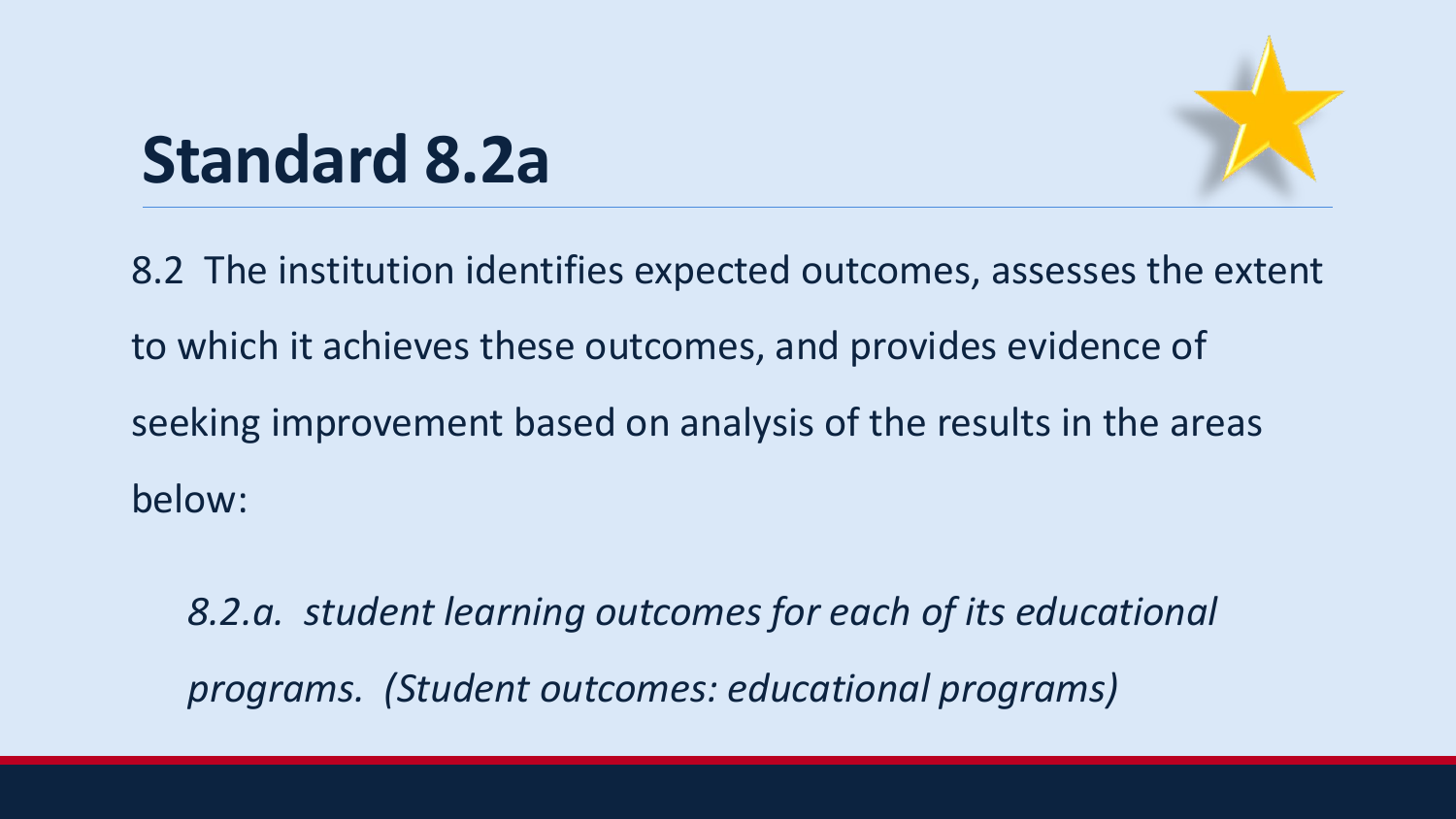# Standard 8.2a

8.2 The institution identifies expected outcomes, assesses the extent to which it achieves these outcomes, and provides evidence of seeking improvement based on analysis of the results in the areas below:

*8.2.a. student learning outcomes for each of its educational programs. (Student outcomes: educational programs)*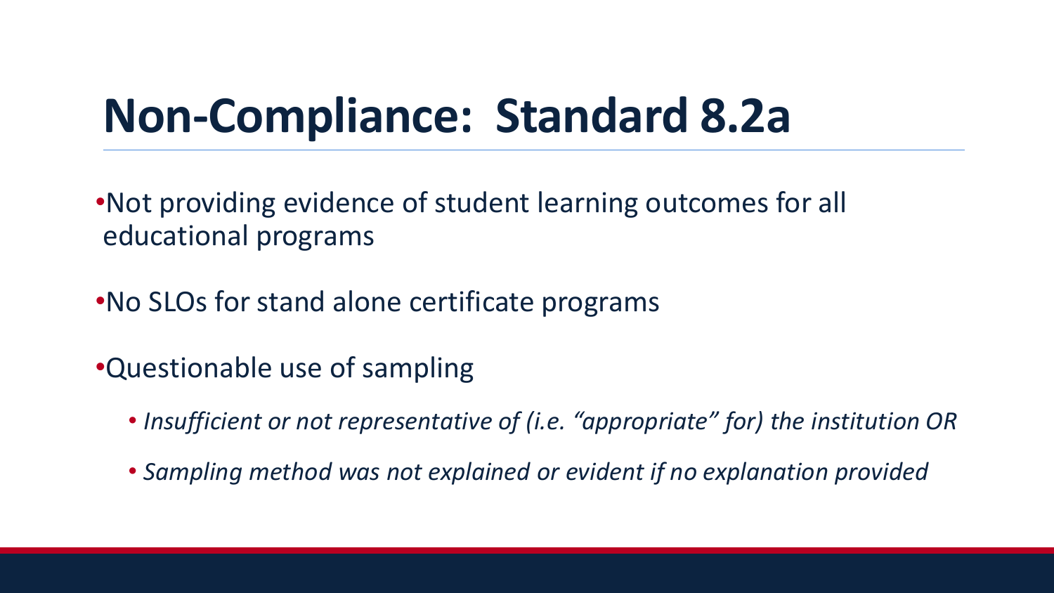# Non-Compliance: Standard 8.2a

- Not providing evidence of student learning outcomes for all educational programs
- No SLOs for stand alone certificate programs
- Questionable use of sampling
  - *Insufficient or not representative of (i.e. "appropriate" for) the institution OR*
  - *Sampling method was not explained or evident if no explanation provided*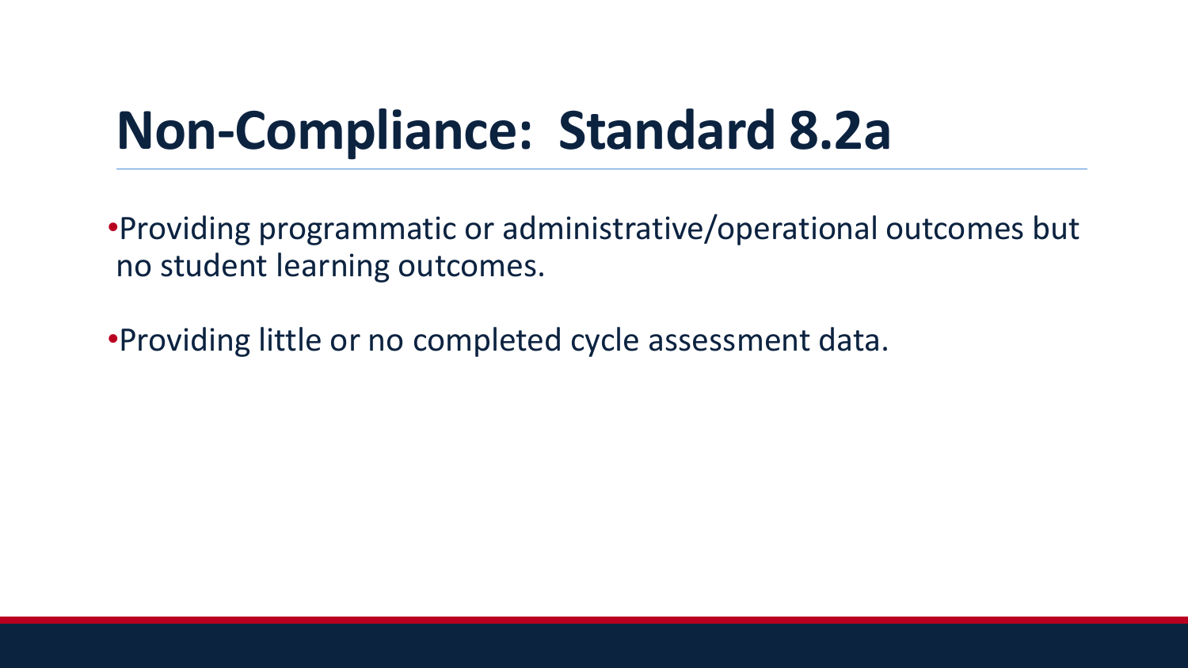# Non-Compliance: Standard 8.2a

- Providing programmatic or administrative/operational outcomes but no student learning outcomes.
- Providing little or no completed cycle assessment data.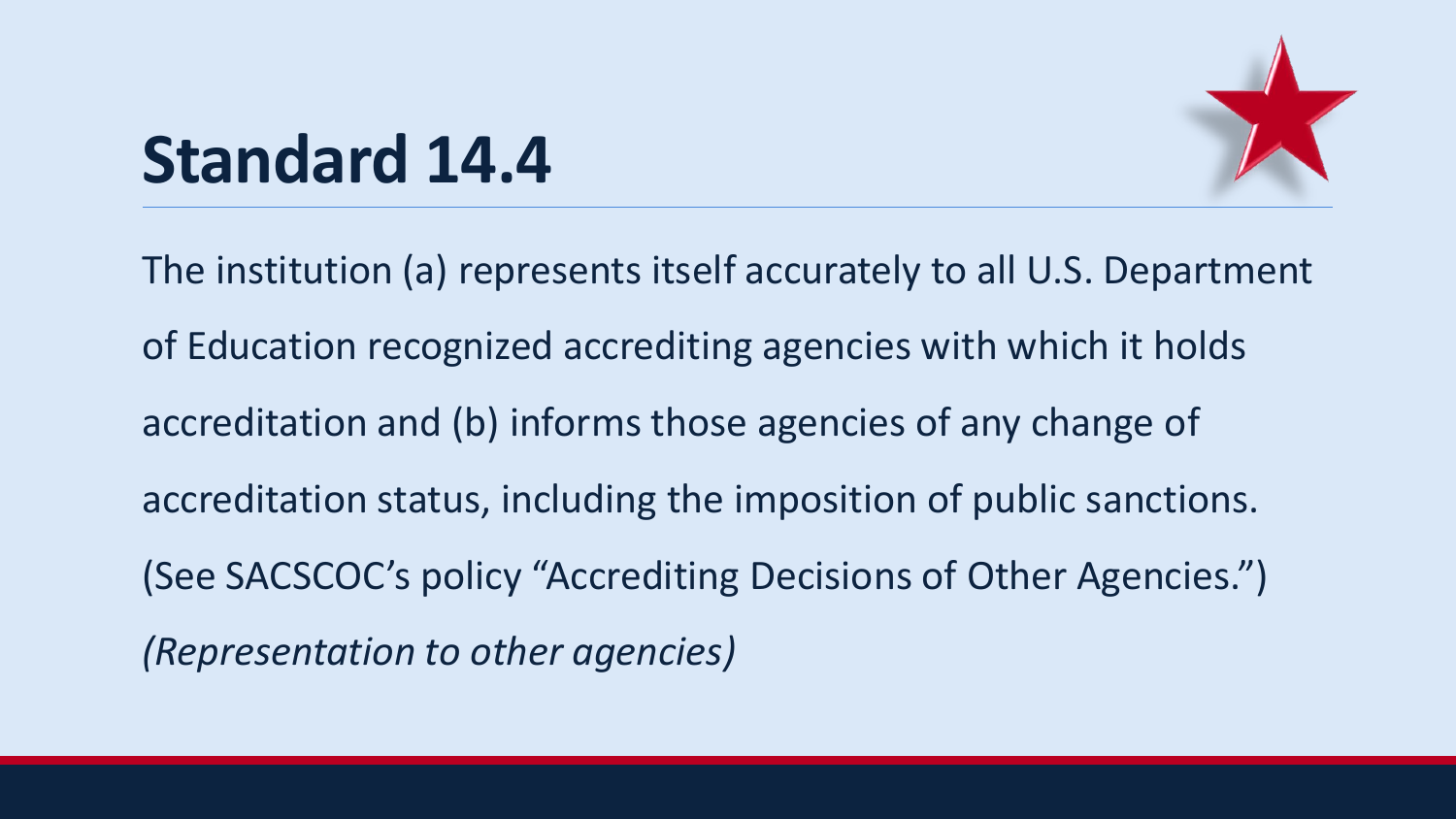# Standard 14.4

The institution (a) represents itself accurately to all U.S. Department of Education recognized accrediting agencies with which it holds accreditation and (b) informs those agencies of any change of accreditation status, including the imposition of public sanctions. (See SACSCOC's policy "Accrediting Decisions of Other Agencies.") *(Representation to other agencies)*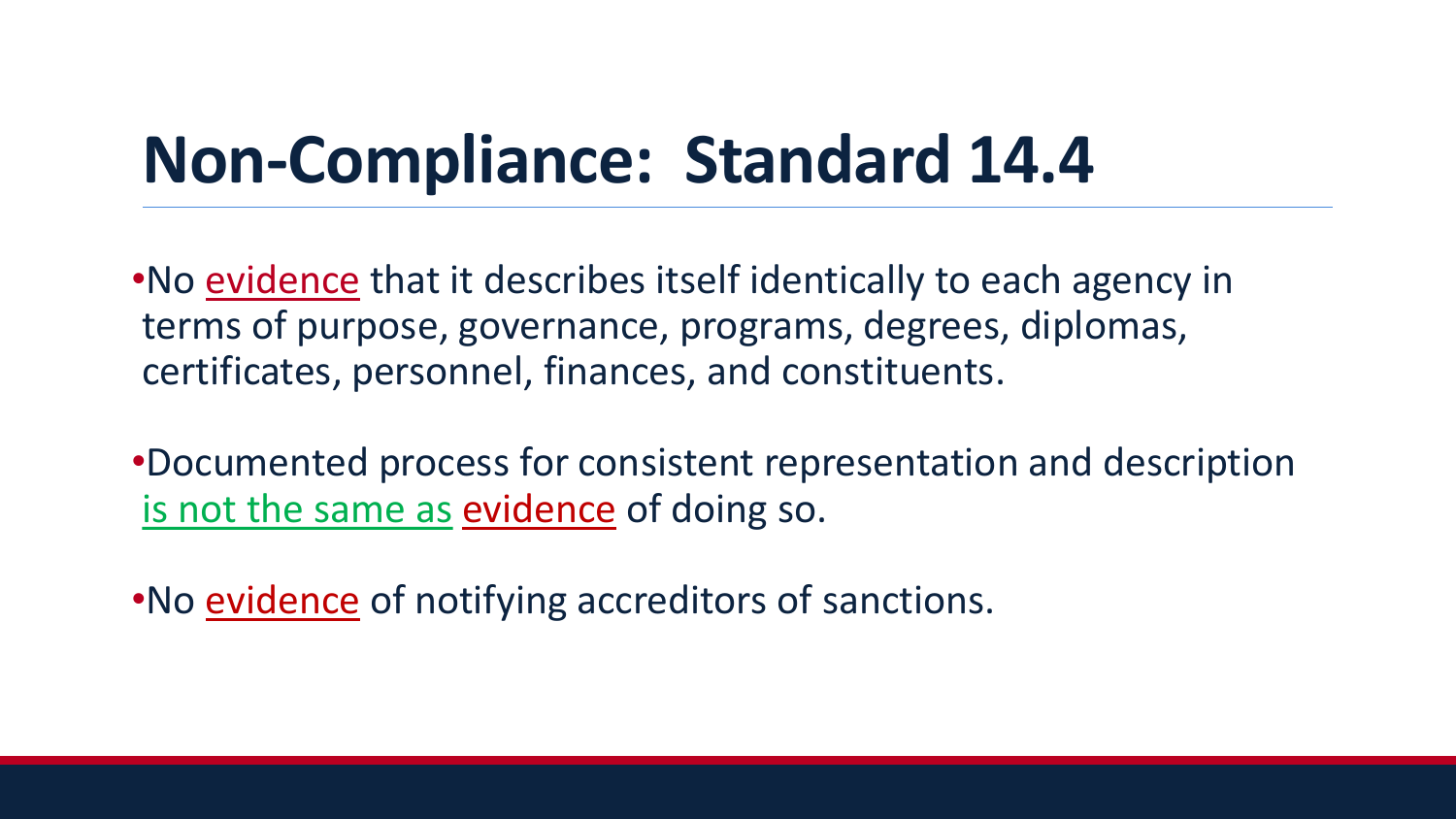# Non-Compliance: Standard 14.4

- No evidence that it describes itself identically to each agency in terms of purpose, governance, programs, degrees, diplomas, certificates, personnel, finances, and constituents.

- Documented process for consistent representation and description is not the same as evidence of doing so.

- No evidence of notifying accreditors of sanctions.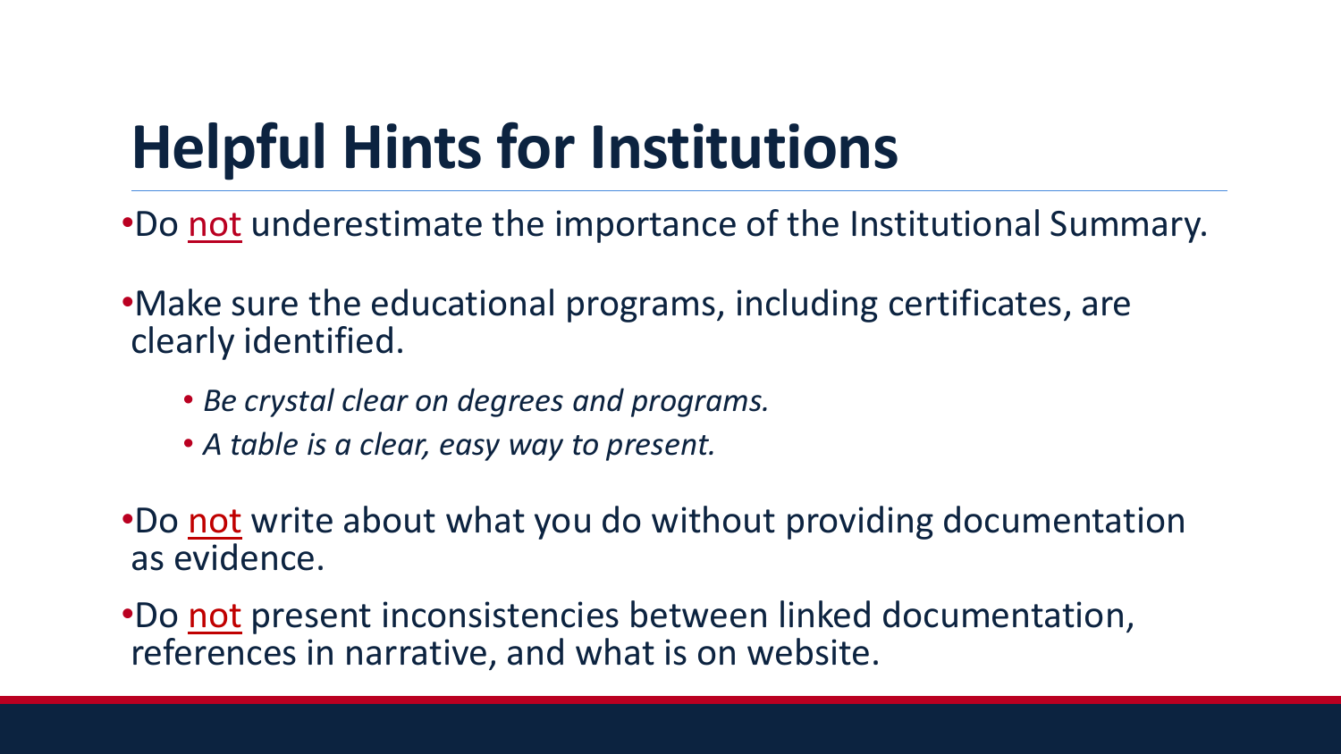# Helpful Hints for Institutions

- Do <u>not</u> underestimate the importance of the Institutional Summary.
- Make sure the educational programs, including certificates, are clearly identified.
  - *Be crystal clear on degrees and programs.*
  - *A table is a clear, easy way to present.*
- Do <u>not</u> write about what you do without providing documentation as evidence.
- Do <u>not</u> present inconsistencies between linked documentation, references in narrative, and what is on website.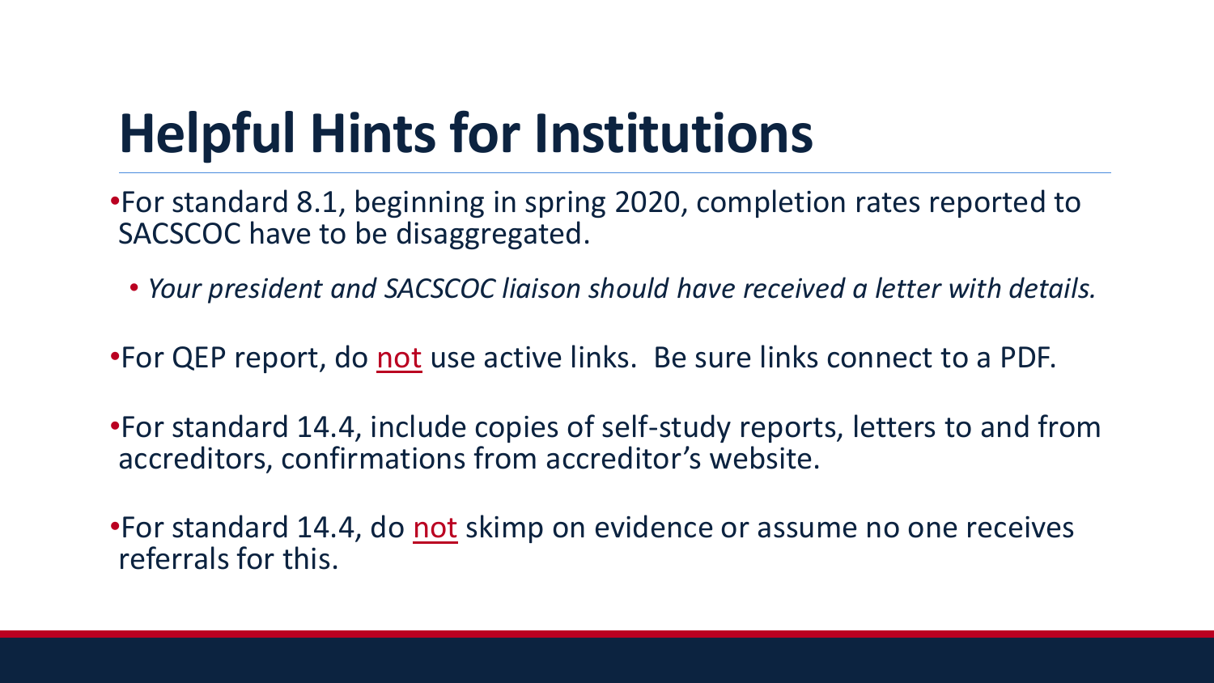# Helpful Hints for Institutions

- For standard 8.1, beginning in spring 2020, completion rates reported to SACSCOC have to be disaggregated.
  - *Your president and SACSCOC liaison should have received a letter with details.*
- For QEP report, do <u>not</u> use active links. Be sure links connect to a PDF.
- For standard 14.4, include copies of self-study reports, letters to and from accreditors, confirmations from accreditor's website.
- For standard 14.4, do <u>not</u> skimp on evidence or assume no one receives referrals for this.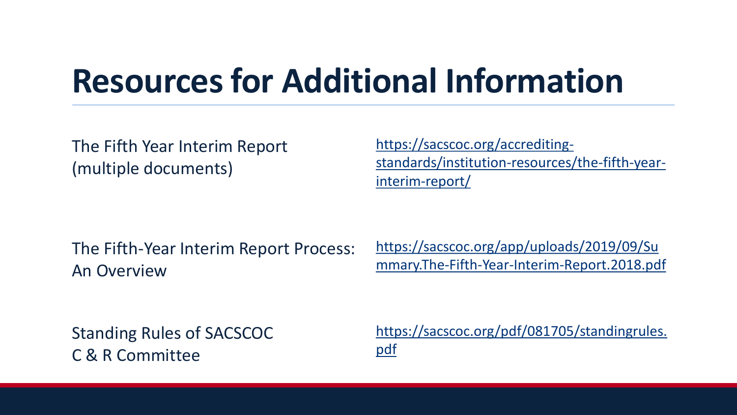# Resources for Additional Information

| | |
|---|---|
| The Fifth Year Interim Report (multiple documents) | https://sacscoc.org/accrediting-standards/institution-resources/the-fifth-year-interim-report/ |
| The Fifth-Year Interim Report Process: An Overview | https://sacscoc.org/app/uploads/2019/09/Summary.The-Fifth-Year-Interim-Report.2018.pdf |
| Standing Rules of SACSCOC C & R Committee | https://sacscoc.org/pdf/081705/standingrules.pdf |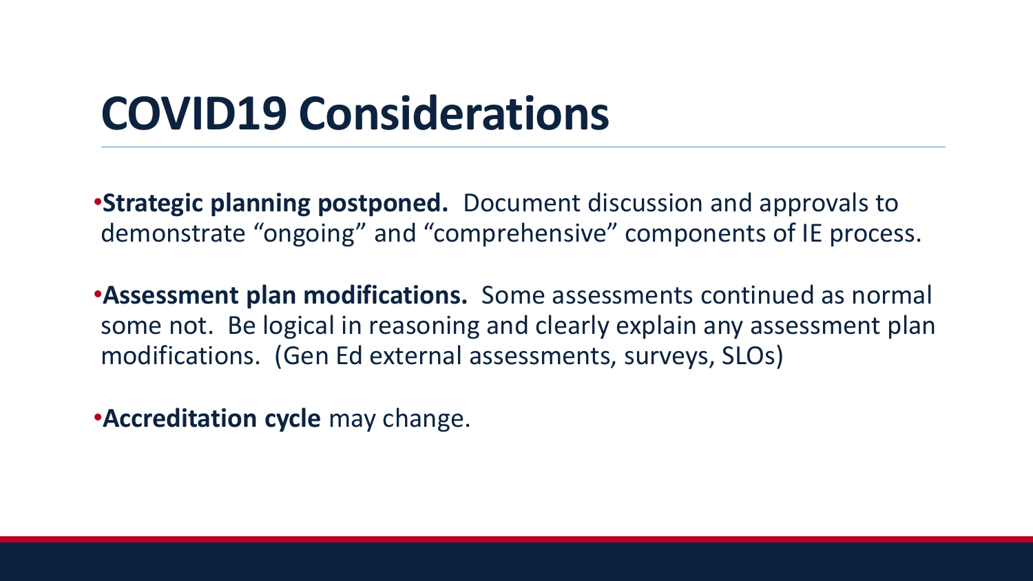# COVID19 Considerations

- **Strategic planning postponed.** Document discussion and approvals to demonstrate "ongoing" and "comprehensive" components of IE process.

- **Assessment plan modifications.** Some assessments continued as normal some not. Be logical in reasoning and clearly explain any assessment plan modifications. (Gen Ed external assessments, surveys, SLOs)

- **Accreditation cycle** may change.